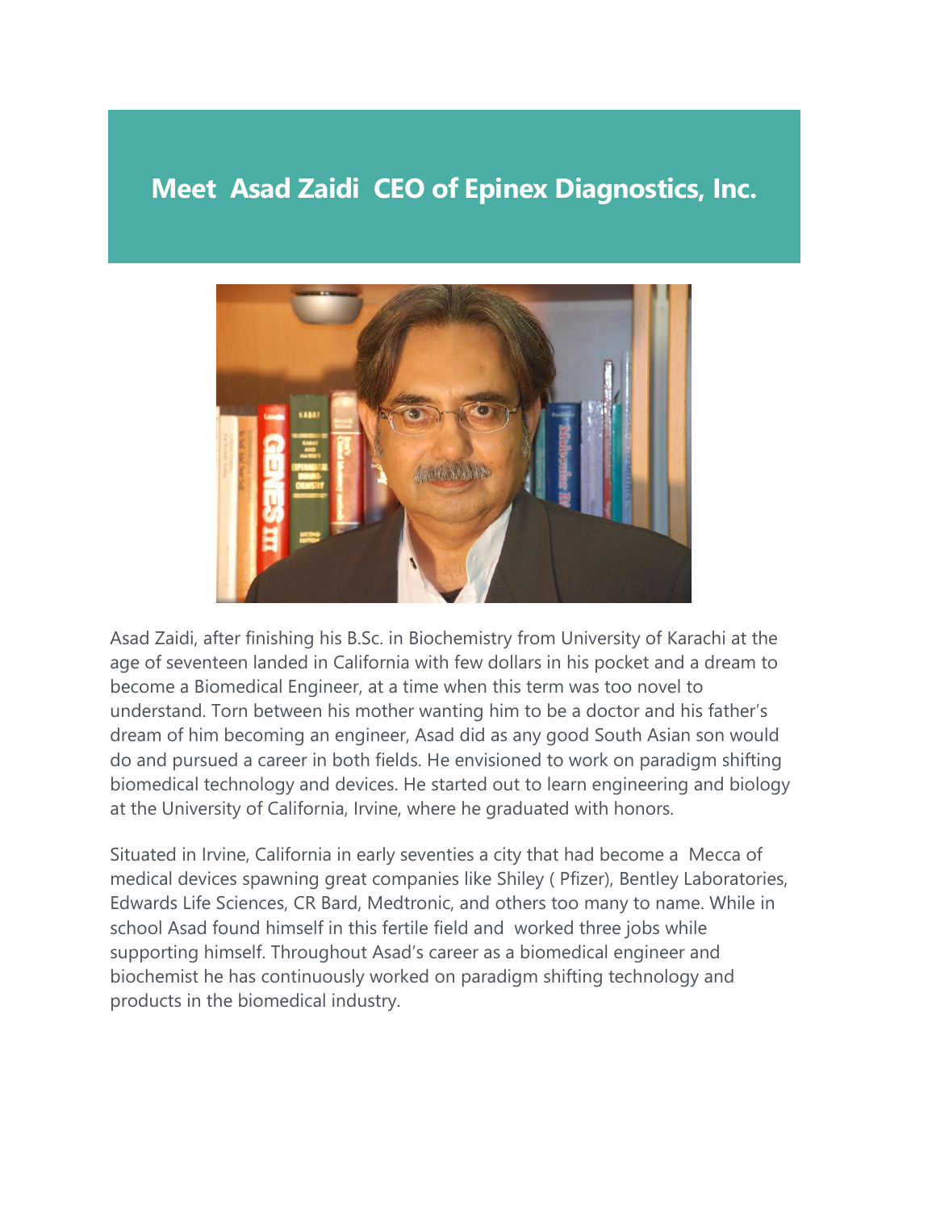# Meet Asad Zaidi CEO of Epinex Diagnostics, Inc.

Asad Zaidi, after finishing his B.Sc. in Biochemistry from University of Karachi at the age of seventeen landed in California with few dollars in his pocket and a dream to become a Biomedical Engineer, at a time when this term was too novel to understand. Torn between his mother wanting him to be a doctor and his father's dream of him becoming an engineer, Asad did as any good South Asian son would do and pursued a career in both fields. He envisioned to work on paradigm shifting biomedical technology and devices. He started out to learn engineering and biology at the University of California, Irvine, where he graduated with honors.

Situated in Irvine, California in early seventies a city that had become a Mecca of medical devices spawning great companies like Shiley ( Pfizer), Bentley Laboratories, Edwards Life Sciences, CR Bard, Medtronic, and others too many to name. While in school Asad found himself in this fertile field and worked three jobs while supporting himself. Throughout Asad's career as a biomedical engineer and biochemist he has continuously worked on paradigm shifting technology and products in the biomedical industry.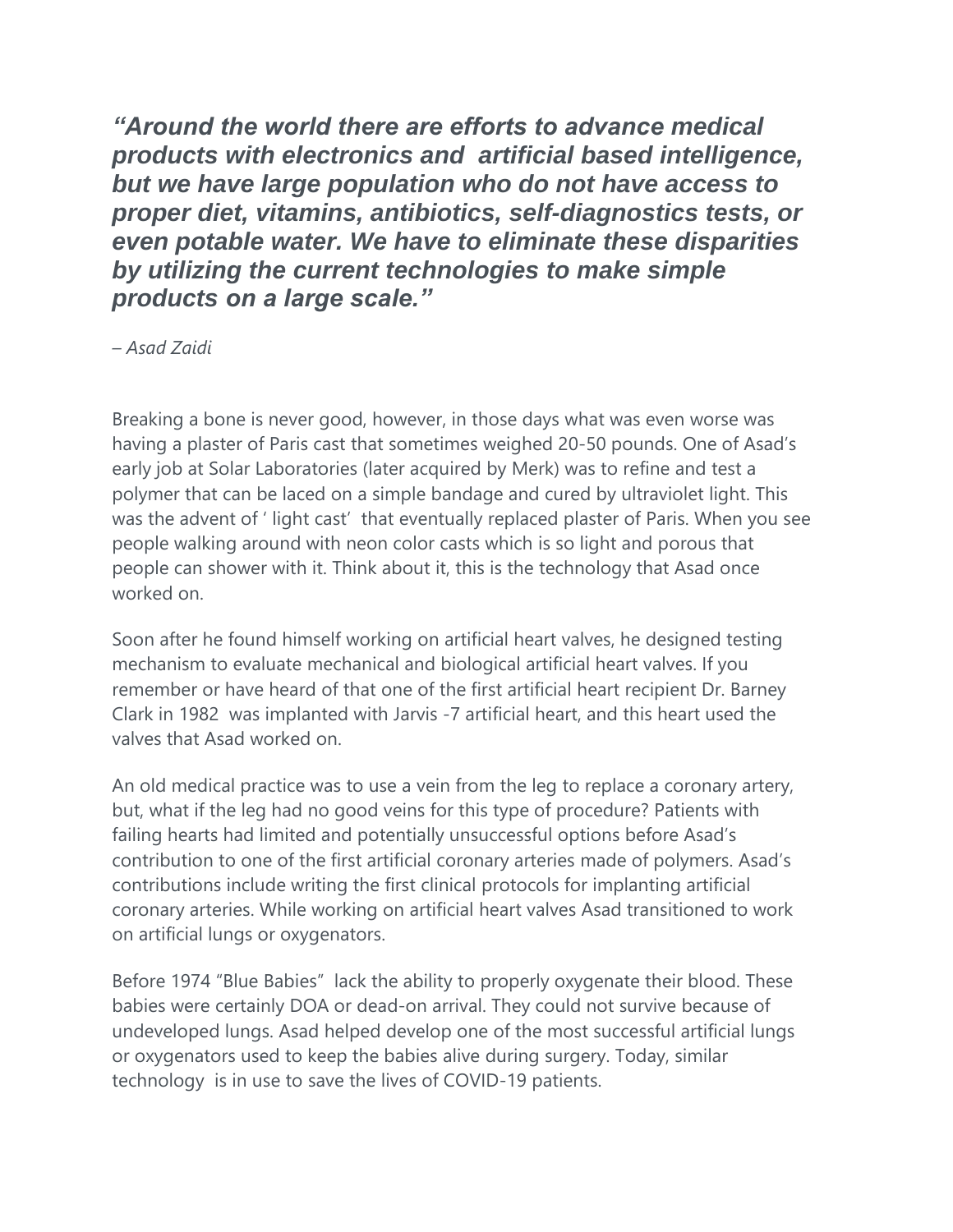***"Around the world there are efforts to advance medical products with electronics and artificial based intelligence, but we have large population who do not have access to proper diet, vitamins, antibiotics, self-diagnostics tests, or even potable water. We have to eliminate these disparities by utilizing the current technologies to make simple products on a large scale."***

*– Asad Zaidi*

Breaking a bone is never good, however, in those days what was even worse was having a plaster of Paris cast that sometimes weighed 20-50 pounds. One of Asad's early job at Solar Laboratories (later acquired by Merk) was to refine and test a polymer that can be laced on a simple bandage and cured by ultraviolet light. This was the advent of ' light cast' that eventually replaced plaster of Paris. When you see people walking around with neon color casts which is so light and porous that people can shower with it. Think about it, this is the technology that Asad once worked on.

Soon after he found himself working on artificial heart valves, he designed testing mechanism to evaluate mechanical and biological artificial heart valves. If you remember or have heard of that one of the first artificial heart recipient Dr. Barney Clark in 1982 was implanted with Jarvis -7 artificial heart, and this heart used the valves that Asad worked on.

An old medical practice was to use a vein from the leg to replace a coronary artery, but, what if the leg had no good veins for this type of procedure? Patients with failing hearts had limited and potentially unsuccessful options before Asad's contribution to one of the first artificial coronary arteries made of polymers. Asad's contributions include writing the first clinical protocols for implanting artificial coronary arteries. While working on artificial heart valves Asad transitioned to work on artificial lungs or oxygenators.

Before 1974 "Blue Babies" lack the ability to properly oxygenate their blood. These babies were certainly DOA or dead-on arrival. They could not survive because of undeveloped lungs. Asad helped develop one of the most successful artificial lungs or oxygenators used to keep the babies alive during surgery. Today, similar technology is in use to save the lives of COVID-19 patients.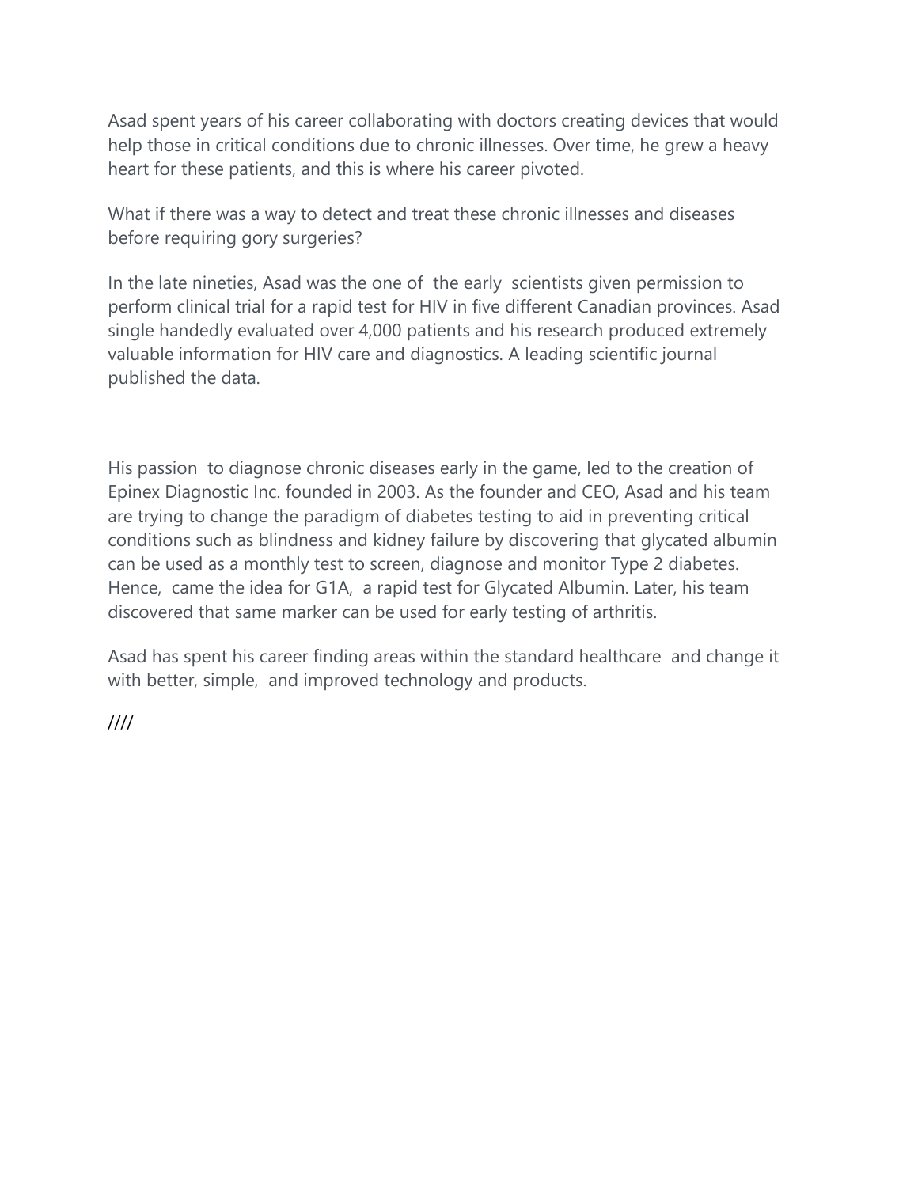Asad spent years of his career collaborating with doctors creating devices that would help those in critical conditions due to chronic illnesses. Over time, he grew a heavy heart for these patients, and this is where his career pivoted.

What if there was a way to detect and treat these chronic illnesses and diseases before requiring gory surgeries?

In the late nineties, Asad was the one of the early scientists given permission to perform clinical trial for a rapid test for HIV in five different Canadian provinces. Asad single handedly evaluated over 4,000 patients and his research produced extremely valuable information for HIV care and diagnostics. A leading scientific journal published the data.

His passion to diagnose chronic diseases early in the game, led to the creation of Epinex Diagnostic Inc. founded in 2003. As the founder and CEO, Asad and his team are trying to change the paradigm of diabetes testing to aid in preventing critical conditions such as blindness and kidney failure by discovering that glycated albumin can be used as a monthly test to screen, diagnose and monitor Type 2 diabetes. Hence, came the idea for G1A, a rapid test for Glycated Albumin. Later, his team discovered that same marker can be used for early testing of arthritis.

Asad has spent his career finding areas within the standard healthcare and change it with better, simple, and improved technology and products.

////